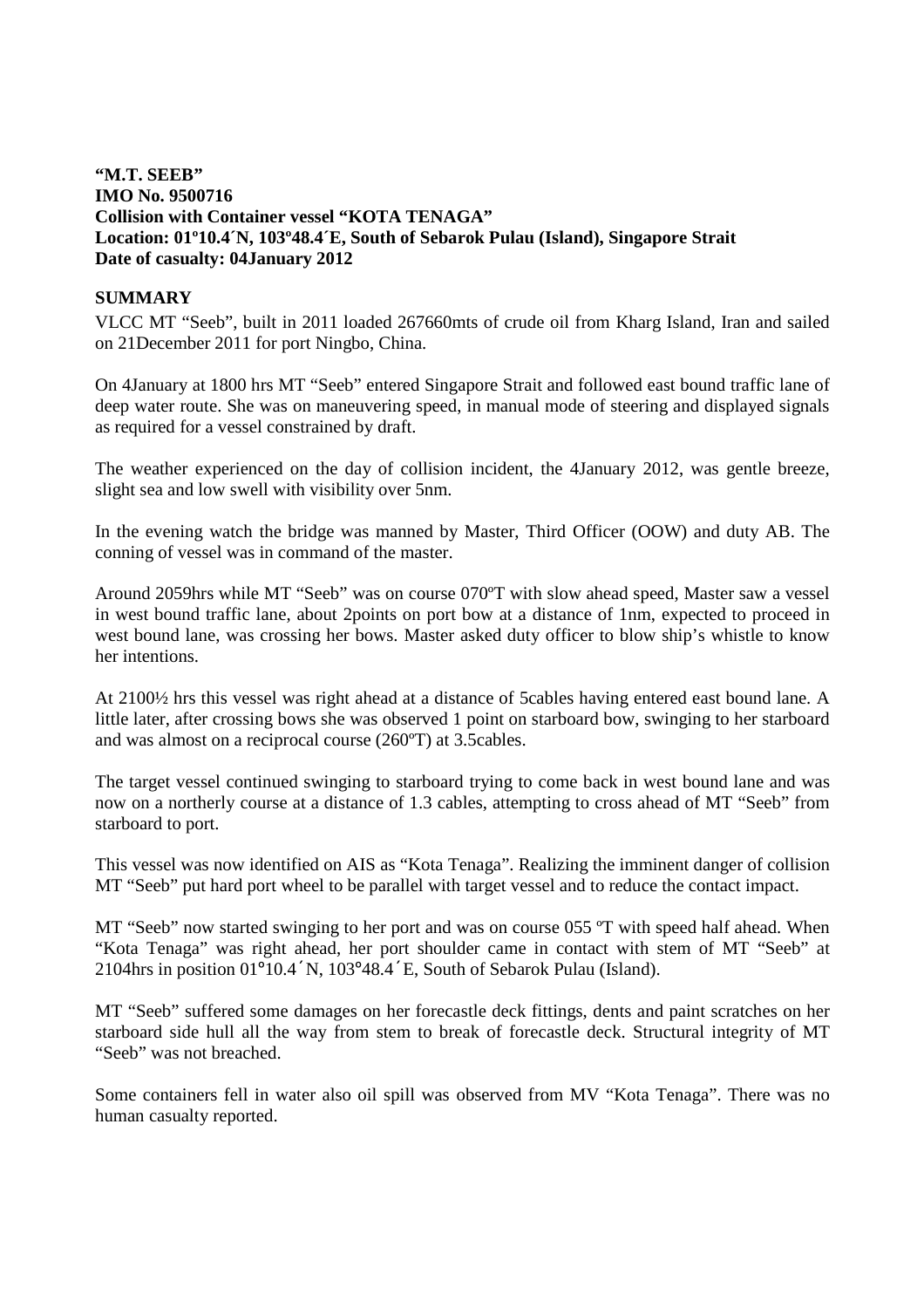**"M.T. SEEB"**
**IMO No. 9500716**
**Collision with Container vessel "KOTA TENAGA"**
**Location: 01º10.4´N, 103º48.4´E, South of Sebarok Pulau (Island), Singapore Strait**
**Date of casualty: 04January 2012**

## SUMMARY

VLCC MT "Seeb", built in 2011 loaded 267660mts of crude oil from Kharg Island, Iran and sailed on 21December 2011 for port Ningbo, China.

On 4January at 1800 hrs MT "Seeb" entered Singapore Strait and followed east bound traffic lane of deep water route. She was on maneuvering speed, in manual mode of steering and displayed signals as required for a vessel constrained by draft.

The weather experienced on the day of collision incident, the 4January 2012, was gentle breeze, slight sea and low swell with visibility over 5nm.

In the evening watch the bridge was manned by Master, Third Officer (OOW) and duty AB. The conning of vessel was in command of the master.

Around 2059hrs while MT "Seeb" was on course 070ºT with slow ahead speed, Master saw a vessel in west bound traffic lane, about 2points on port bow at a distance of 1nm, expected to proceed in west bound lane, was crossing her bows. Master asked duty officer to blow ship's whistle to know her intentions.

At 2100½ hrs this vessel was right ahead at a distance of 5cables having entered east bound lane. A little later, after crossing bows she was observed 1 point on starboard bow, swinging to her starboard and was almost on a reciprocal course (260ºT) at 3.5cables.

The target vessel continued swinging to starboard trying to come back in west bound lane and was now on a northerly course at a distance of 1.3 cables, attempting to cross ahead of MT "Seeb" from starboard to port.

This vessel was now identified on AIS as "Kota Tenaga". Realizing the imminent danger of collision MT "Seeb" put hard port wheel to be parallel with target vessel and to reduce the contact impact.

MT "Seeb" now started swinging to her port and was on course 055 ºT with speed half ahead. When "Kota Tenaga" was right ahead, her port shoulder came in contact with stem of MT "Seeb" at 2104hrs in position 01°10.4´N, 103°48.4´E, South of Sebarok Pulau (Island).

MT "Seeb" suffered some damages on her forecastle deck fittings, dents and paint scratches on her starboard side hull all the way from stem to break of forecastle deck. Structural integrity of MT "Seeb" was not breached.

Some containers fell in water also oil spill was observed from MV "Kota Tenaga". There was no human casualty reported.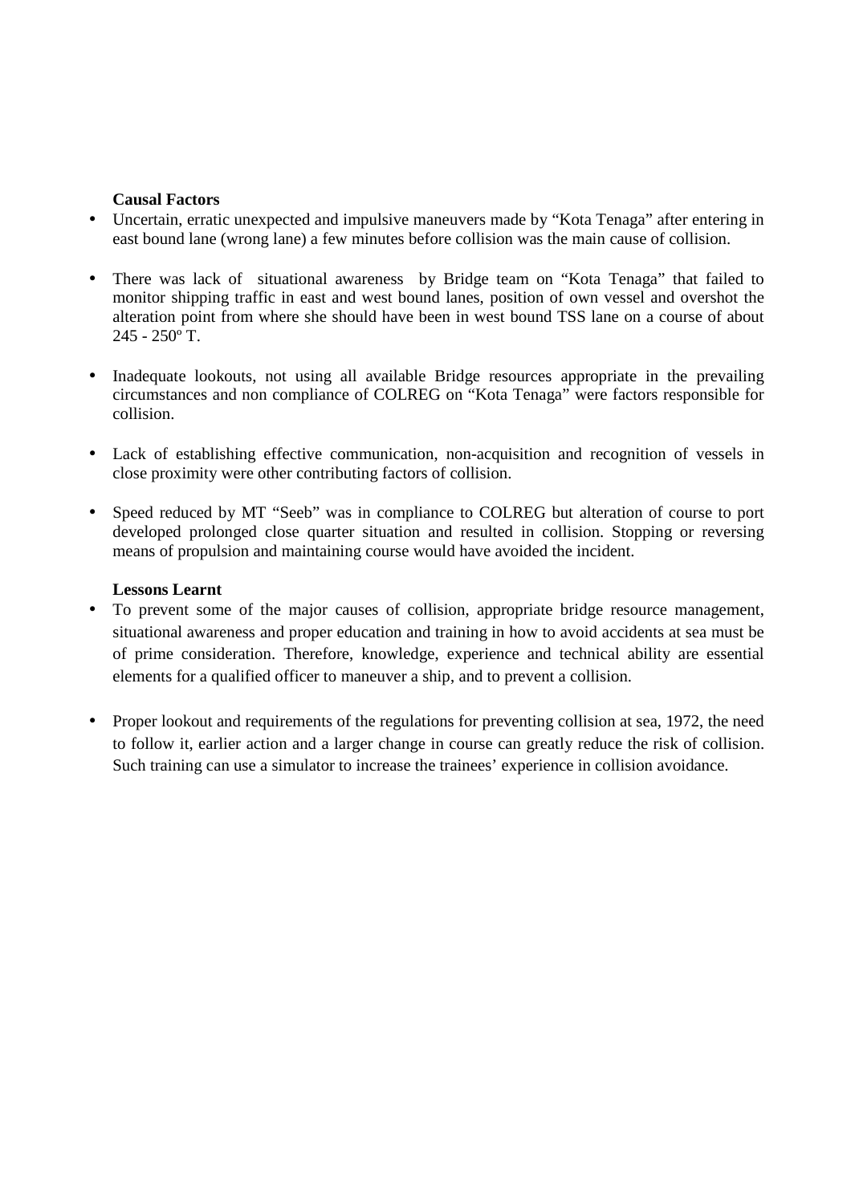**Causal Factors**

- Uncertain, erratic unexpected and impulsive maneuvers made by “Kota Tenaga” after entering in east bound lane (wrong lane) a few minutes before collision was the main cause of collision.
- There was lack of situational awareness by Bridge team on “Kota Tenaga” that failed to monitor shipping traffic in east and west bound lanes, position of own vessel and overshot the alteration point from where she should have been in west bound TSS lane on a course of about 245 - 250º T.
- Inadequate lookouts, not using all available Bridge resources appropriate in the prevailing circumstances and non compliance of COLREG on “Kota Tenaga” were factors responsible for collision.
- Lack of establishing effective communication, non-acquisition and recognition of vessels in close proximity were other contributing factors of collision.
- Speed reduced by MT “Seeb” was in compliance to COLREG but alteration of course to port developed prolonged close quarter situation and resulted in collision. Stopping or reversing means of propulsion and maintaining course would have avoided the incident.

**Lessons Learnt**

- To prevent some of the major causes of collision, appropriate bridge resource management, situational awareness and proper education and training in how to avoid accidents at sea must be of prime consideration. Therefore, knowledge, experience and technical ability are essential elements for a qualified officer to maneuver a ship, and to prevent a collision.
- Proper lookout and requirements of the regulations for preventing collision at sea, 1972, the need to follow it, earlier action and a larger change in course can greatly reduce the risk of collision. Such training can use a simulator to increase the trainees’ experience in collision avoidance.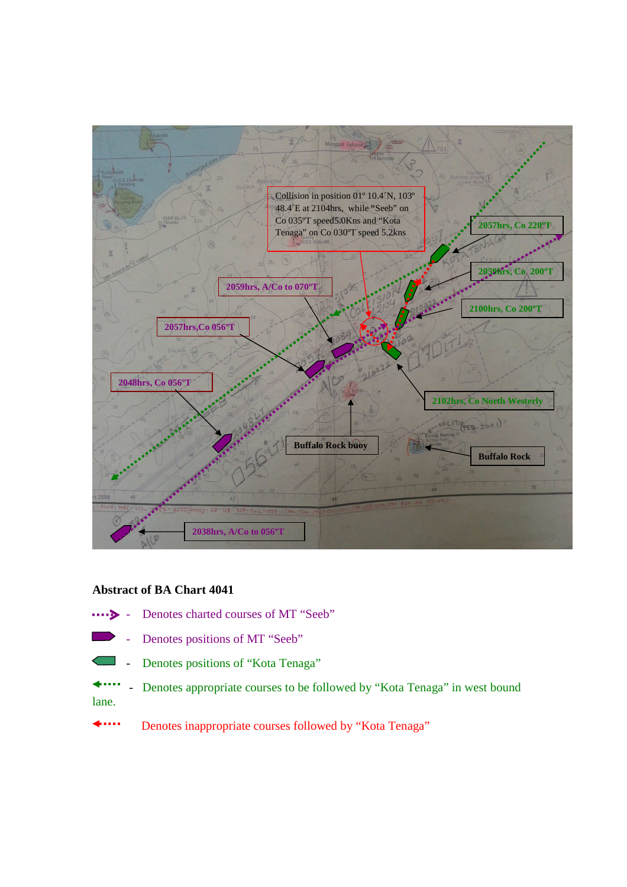Collision in position 01º 10.4´N, 103º 48.4´E at 2104hrs, while "Seeb" on Co 035ºT speed5.0Kns and "Kota Tenaga" on Co 030ºT speed 5.2kns

2057hrs, Co 220ºT

2059hrs, Co 200ºT

2100hrs, Co 200ºT

2059hrs, A/Co to 070ºT

2057hrs,Co 056ºT

2048hrs, Co 056ºT

2102hrs, Co North Westerly

Buffalo Rock buoy

Buffalo Rock

2038hrs, A/Co to 056ºT

**Abstract of BA Chart 4041**

- Denotes charted courses of MT "Seeb"
- Denotes positions of MT "Seeb"
- Denotes positions of "Kota Tenaga"
- Denotes appropriate courses to be followed by "Kota Tenaga" in west bound lane.
- Denotes inappropriate courses followed by "Kota Tenaga"